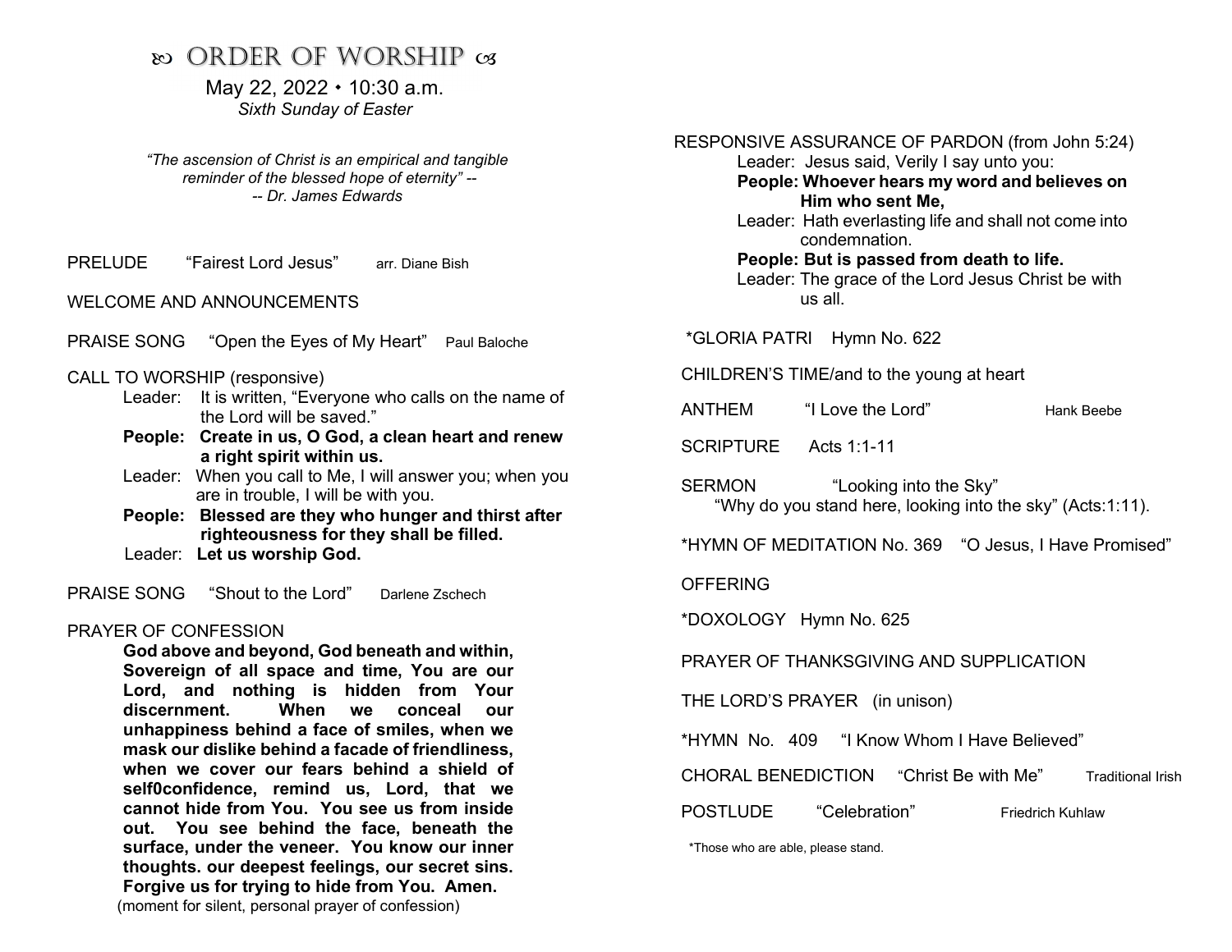# ꟷ ORDER OF WORSHIP ꟷ

May 22, 2022 • 10:30 a.m.
*Sixth Sunday of Easter*

*"The ascension of Christ is an empirical and tangible reminder of the blessed hope of eternity" --*
*-- Dr. James Edwards*

PRELUDE "Fairest Lord Jesus" arr. Diane Bish

WELCOME AND ANNOUNCEMENTS

PRAISE SONG "Open the Eyes of My Heart" Paul Baloche

CALL TO WORSHIP (responsive)

Leader: It is written, "Everyone who calls on the name of the Lord will be saved."
**People: Create in us, O God, a clean heart and renew a right spirit within us.**
Leader: When you call to Me, I will answer you; when you are in trouble, I will be with you.
**People: Blessed are they who hunger and thirst after righteousness for they shall be filled.**
Leader: **Let us worship God.**

PRAISE SONG "Shout to the Lord" Darlene Zschech

PRAYER OF CONFESSION

**God above and beyond, God beneath and within, Sovereign of all space and time, You are our Lord, and nothing is hidden from Your discernment. When we conceal our unhappiness behind a face of smiles, when we mask our dislike behind a facade of friendliness, when we cover our fears behind a shield of self0confidence, remind us, Lord, that we cannot hide from You. You see us from inside out. You see behind the face, beneath the surface, under the veneer. You know our inner thoughts. our deepest feelings, our secret sins. Forgive us for trying to hide from You. Amen.**
(moment for silent, personal prayer of confession)

RESPONSIVE ASSURANCE OF PARDON (from John 5:24)

Leader: Jesus said, Verily I say unto you:
**People: Whoever hears my word and believes on Him who sent Me,**
Leader: Hath everlasting life and shall not come into condemnation.
**People: But is passed from death to life.**
Leader: The grace of the Lord Jesus Christ be with us all.

*GLORIA PATRI Hymn No. 622

CHILDREN'S TIME/and to the young at heart

ANTHEM "I Love the Lord" Hank Beebe

SCRIPTURE Acts 1:1-11

SERMON "Looking into the Sky"
"Why do you stand here, looking into the sky" (Acts:1:11).

*HYMN OF MEDITATION No. 369 "O Jesus, I Have Promised"

OFFERING

*DOXOLOGY Hymn No. 625

PRAYER OF THANKSGIVING AND SUPPLICATION

THE LORD'S PRAYER (in unison)

*HYMN No. 409 "I Know Whom I Have Believed"

CHORAL BENEDICTION "Christ Be with Me" Traditional Irish

POSTLUDE "Celebration" Friedrich Kuhlaw

*Those who are able, please stand.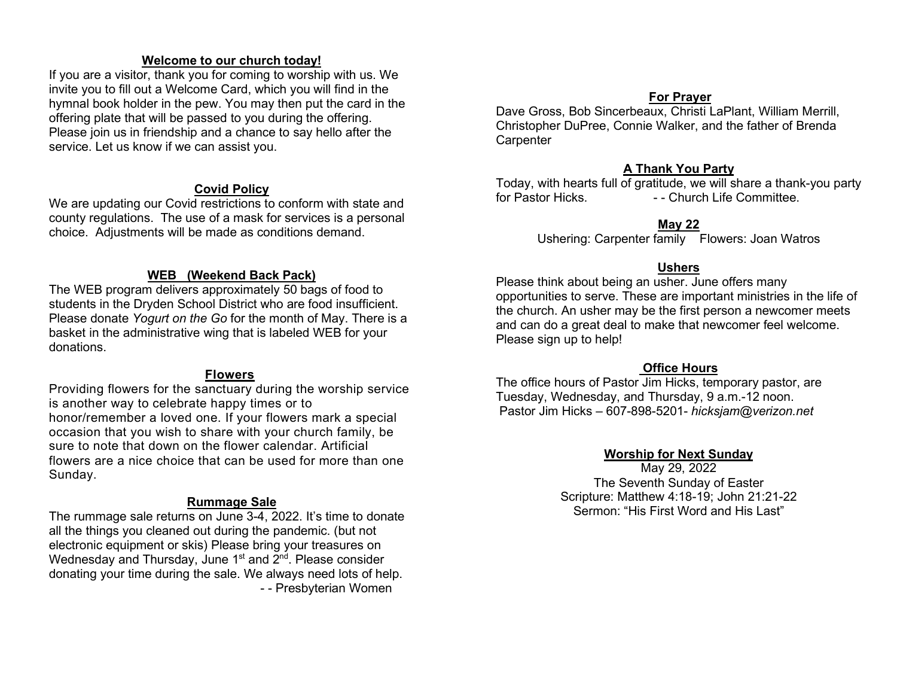## Welcome to our church today!

If you are a visitor, thank you for coming to worship with us. We invite you to fill out a Welcome Card, which you will find in the hymnal book holder in the pew. You may then put the card in the offering plate that will be passed to you during the offering. Please join us in friendship and a chance to say hello after the service. Let us know if we can assist you.

## Covid Policy

We are updating our Covid restrictions to conform with state and county regulations. The use of a mask for services is a personal choice. Adjustments will be made as conditions demand.

## WEB (Weekend Back Pack)

The WEB program delivers approximately 50 bags of food to students in the Dryden School District who are food insufficient. Please donate *Yogurt on the Go* for the month of May. There is a basket in the administrative wing that is labeled WEB for your donations.

## Flowers

Providing flowers for the sanctuary during the worship service is another way to celebrate happy times or to honor/remember a loved one. If your flowers mark a special occasion that you wish to share with your church family, be sure to note that down on the flower calendar. Artificial flowers are a nice choice that can be used for more than one Sunday.

## Rummage Sale

The rummage sale returns on June 3-4, 2022. It's time to donate all the things you cleaned out during the pandemic. (but not electronic equipment or skis) Please bring your treasures on Wednesday and Thursday, June 1st and 2nd. Please consider donating your time during the sale. We always need lots of help.

- - Presbyterian Women

## For Prayer

Dave Gross, Bob Sincerbeaux, Christi LaPlant, William Merrill, Christopher DuPree, Connie Walker, and the father of Brenda Carpenter

## A Thank You Party

Today, with hearts full of gratitude, we will share a thank-you party for Pastor Hicks. - - Church Life Committee.

## May 22

Ushering: Carpenter family Flowers: Joan Watros

## Ushers

Please think about being an usher. June offers many opportunities to serve. These are important ministries in the life of the church. An usher may be the first person a newcomer meets and can do a great deal to make that newcomer feel welcome. Please sign up to help!

## Office Hours

The office hours of Pastor Jim Hicks, temporary pastor, are Tuesday, Wednesday, and Thursday, 9 a.m.-12 noon.
Pastor Jim Hicks – 607-898-5201- *hicksjam@verizon.net*

## Worship for Next Sunday

May 29, 2022
The Seventh Sunday of Easter
Scripture: Matthew 4:18-19; John 21:21-22
Sermon: "His First Word and His Last"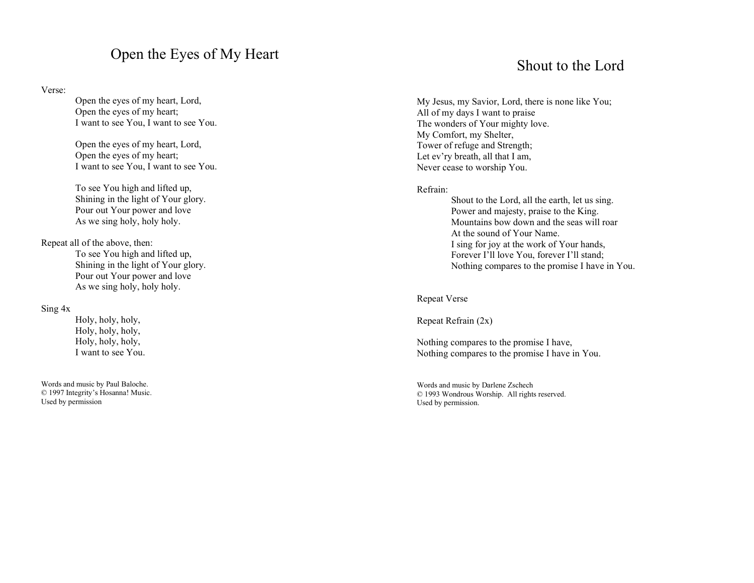## Open the Eyes of My Heart

Verse:

Open the eyes of my heart, Lord,
Open the eyes of my heart;
I want to see You, I want to see You.

Open the eyes of my heart, Lord,
Open the eyes of my heart;
I want to see You, I want to see You.

To see You high and lifted up,
Shining in the light of Your glory.
Pour out Your power and love
As we sing holy, holy holy.

Repeat all of the above, then:

To see You high and lifted up,
Shining in the light of Your glory.
Pour out Your power and love
As we sing holy, holy holy.

Sing 4x

Holy, holy, holy,
Holy, holy, holy,
Holy, holy, holy,
I want to see You.

Words and music by Paul Baloche.
© 1997 Integrity's Hosanna! Music.
Used by permission

## Shout to the Lord

My Jesus, my Savior, Lord, there is none like You;
All of my days I want to praise
The wonders of Your mighty love.
My Comfort, my Shelter,
Tower of refuge and Strength;
Let ev'ry breath, all that I am,
Never cease to worship You.

Refrain:

Shout to the Lord, all the earth, let us sing.
Power and majesty, praise to the King.
Mountains bow down and the seas will roar
At the sound of Your Name.
I sing for joy at the work of Your hands,
Forever I'll love You, forever I'll stand;
Nothing compares to the promise I have in You.

Repeat Verse

Repeat Refrain (2x)

Nothing compares to the promise I have,
Nothing compares to the promise I have in You.

Words and music by Darlene Zschech
© 1993 Wondrous Worship. All rights reserved.
Used by permission.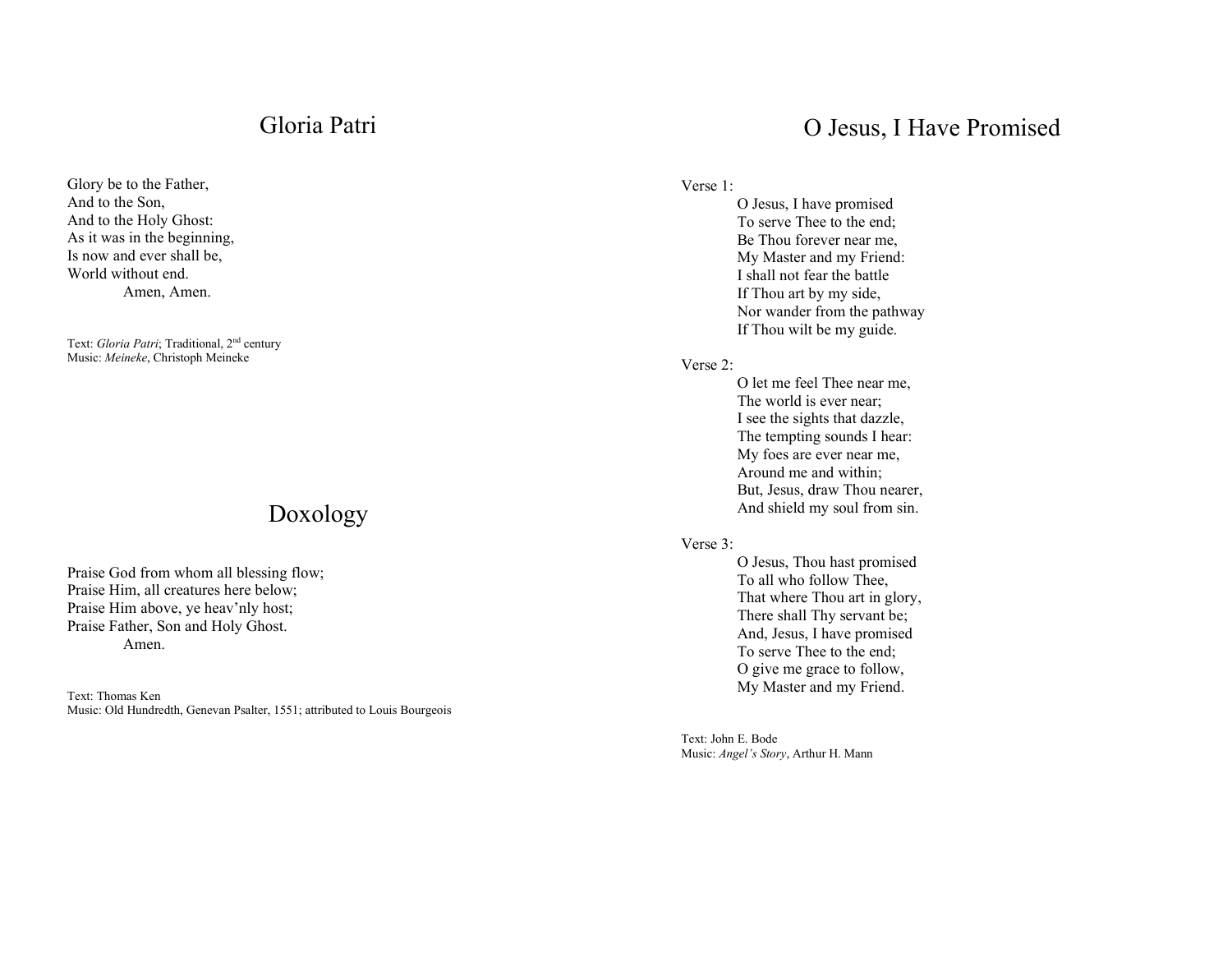## Gloria Patri

Glory be to the Father,
And to the Son,
And to the Holy Ghost:
As it was in the beginning,
Is now and ever shall be,
World without end.
Amen, Amen.

Text: *Gloria Patri*; Traditional, 2nd century
Music: *Meineke*, Christoph Meineke

## Doxology

Praise God from whom all blessing flow;
Praise Him, all creatures here below;
Praise Him above, ye heav'nly host;
Praise Father, Son and Holy Ghost.
Amen.

Text: Thomas Ken
Music: Old Hundredth, Genevan Psalter, 1551; attributed to Louis Bourgeois

## O Jesus, I Have Promised

Verse 1:
O Jesus, I have promised
To serve Thee to the end;
Be Thou forever near me,
My Master and my Friend:
I shall not fear the battle
If Thou art by my side,
Nor wander from the pathway
If Thou wilt be my guide.

Verse 2:
O let me feel Thee near me,
The world is ever near;
I see the sights that dazzle,
The tempting sounds I hear:
My foes are ever near me,
Around me and within;
But, Jesus, draw Thou nearer,
And shield my soul from sin.

Verse 3:
O Jesus, Thou hast promised
To all who follow Thee,
That where Thou art in glory,
There shall Thy servant be;
And, Jesus, I have promised
To serve Thee to the end;
O give me grace to follow,
My Master and my Friend.

Text: John E. Bode
Music: *Angel's Story*, Arthur H. Mann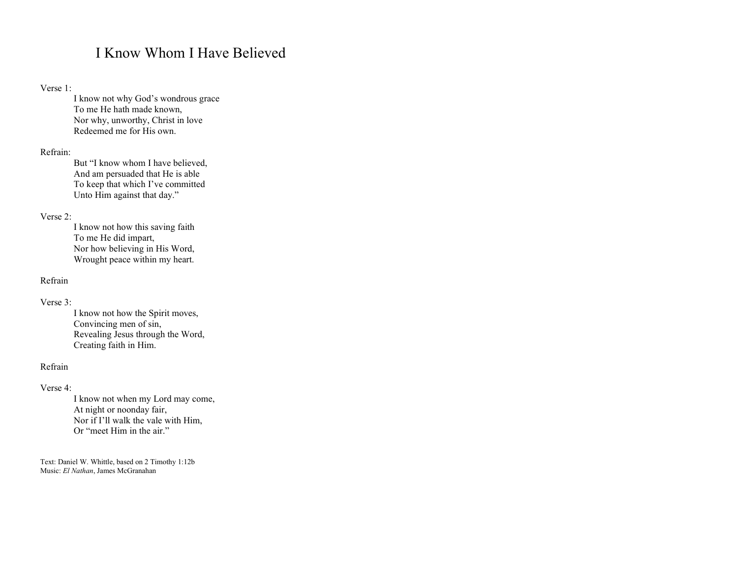# I Know Whom I Have Believed

Verse 1:

I know not why God's wondrous grace
To me He hath made known,
Nor why, unworthy, Christ in love
Redeemed me for His own.

Refrain:

But "I know whom I have believed,
And am persuaded that He is able
To keep that which I've committed
Unto Him against that day."

Verse 2:

I know not how this saving faith
To me He did impart,
Nor how believing in His Word,
Wrought peace within my heart.

Refrain

Verse 3:

I know not how the Spirit moves,
Convincing men of sin,
Revealing Jesus through the Word,
Creating faith in Him.

Refrain

Verse 4:

I know not when my Lord may come,
At night or noonday fair,
Nor if I'll walk the vale with Him,
Or "meet Him in the air."

Text: Daniel W. Whittle, based on 2 Timothy 1:12b
Music: *El Nathan*, James McGranahan